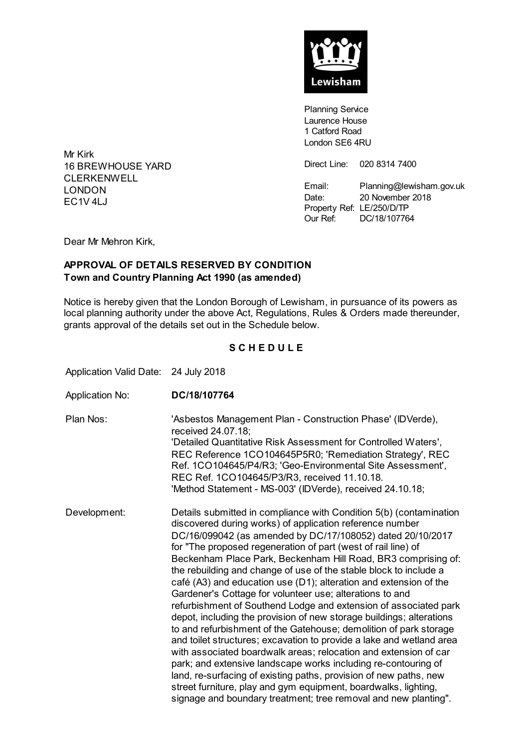Lewisham

Planning Service
Laurence House
1 Catford Road
London SE6 4RU

Mr Kirk
16 BREWHOUSE YARD
CLERKENWELL
LONDON
EC1V 4LJ

Direct Line: 020 8314 7400

Email: Planning@lewisham.gov.uk
Date: 20 November 2018
Property Ref: LE/250/D/TP
Our Ref: DC/18/107764

Dear Mr Mehron Kirk,

**APPROVAL OF DETAILS RESERVED BY CONDITION**
**Town and Country Planning Act 1990 (as amended)**

Notice is hereby given that the London Borough of Lewisham, in pursuance of its powers as local planning authority under the above Act, Regulations, Rules & Orders made thereunder, grants approval of the details set out in the Schedule below.

**S C H E D U L E**

Application Valid Date: 24 July 2018

Application No: **DC/18/107764**

Plan Nos: 'Asbestos Management Plan - Construction Phase' (IDVerde), received 24.07.18;
'Detailed Quantitative Risk Assessment for Controlled Waters', REC Reference 1CO104645P5R0; 'Remediation Strategy', REC Ref. 1CO104645/P4/R3; 'Geo-Environmental Site Assessment', REC Ref. 1CO104645/P3/R3, received 11.10.18.
'Method Statement - MS-003' (IDVerde), received 24.10.18;

Development: Details submitted in compliance with Condition 5(b) (contamination discovered during works) of application reference number DC/16/099042 (as amended by DC/17/108052) dated 20/10/2017 for "The proposed regeneration of part (west of rail line) of Beckenham Place Park, Beckenham Hill Road, BR3 comprising of: the rebuilding and change of use of the stable block to include a café (A3) and education use (D1); alteration and extension of the Gardener's Cottage for volunteer use; alterations to and refurbishment of Southend Lodge and extension of associated park depot, including the provision of new storage buildings; alterations to and refurbishment of the Gatehouse; demolition of park storage and toilet structures; excavation to provide a lake and wetland area with associated boardwalk areas; relocation and extension of car park; and extensive landscape works including re-contouring of land, re-surfacing of existing paths, provision of new paths, new street furniture, play and gym equipment, boardwalks, lighting, signage and boundary treatment; tree removal and new planting".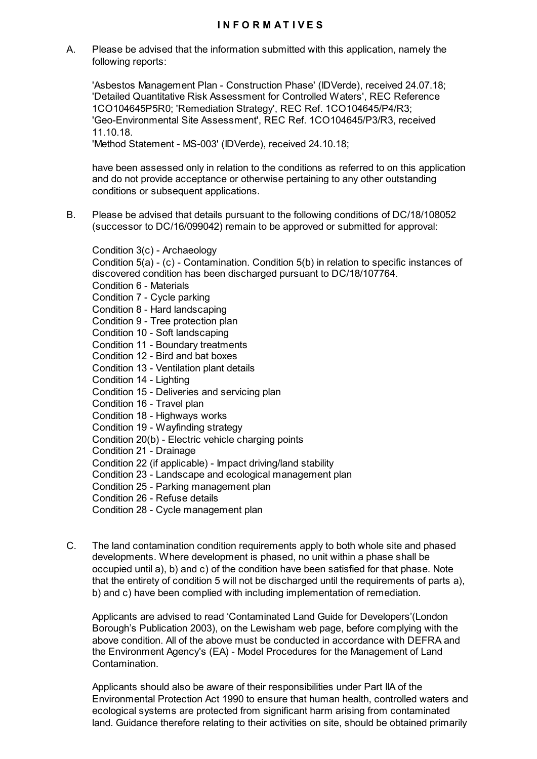# INFORMATIVES

A. Please be advised that the information submitted with this application, namely the following reports:

'Asbestos Management Plan - Construction Phase' (IDVerde), received 24.07.18; 'Detailed Quantitative Risk Assessment for Controlled Waters', REC Reference 1CO104645P5R0; 'Remediation Strategy', REC Ref. 1CO104645/P4/R3; 'Geo-Environmental Site Assessment', REC Ref. 1CO104645/P3/R3, received 11.10.18.
'Method Statement - MS-003' (IDVerde), received 24.10.18;

have been assessed only in relation to the conditions as referred to on this application and do not provide acceptance or otherwise pertaining to any other outstanding conditions or subsequent applications.

B. Please be advised that details pursuant to the following conditions of DC/18/108052 (successor to DC/16/099042) remain to be approved or submitted for approval:

Condition 3(c) - Archaeology
Condition 5(a) - (c) - Contamination. Condition 5(b) in relation to specific instances of discovered condition has been discharged pursuant to DC/18/107764.
Condition 6 - Materials
Condition 7 - Cycle parking
Condition 8 - Hard landscaping
Condition 9 - Tree protection plan
Condition 10 - Soft landscaping
Condition 11 - Boundary treatments
Condition 12 - Bird and bat boxes
Condition 13 - Ventilation plant details
Condition 14 - Lighting
Condition 15 - Deliveries and servicing plan
Condition 16 - Travel plan
Condition 18 - Highways works
Condition 19 - Wayfinding strategy
Condition 20(b) - Electric vehicle charging points
Condition 21 - Drainage
Condition 22 (if applicable) - Impact driving/land stability
Condition 23 - Landscape and ecological management plan
Condition 25 - Parking management plan
Condition 26 - Refuse details
Condition 28 - Cycle management plan

C. The land contamination condition requirements apply to both whole site and phased developments. Where development is phased, no unit within a phase shall be occupied until a), b) and c) of the condition have been satisfied for that phase. Note that the entirety of condition 5 will not be discharged until the requirements of parts a), b) and c) have been complied with including implementation of remediation.

Applicants are advised to read 'Contaminated Land Guide for Developers'(London Borough's Publication 2003), on the Lewisham web page, before complying with the above condition. All of the above must be conducted in accordance with DEFRA and the Environment Agency's (EA) - Model Procedures for the Management of Land Contamination.

Applicants should also be aware of their responsibilities under Part IIA of the Environmental Protection Act 1990 to ensure that human health, controlled waters and ecological systems are protected from significant harm arising from contaminated land. Guidance therefore relating to their activities on site, should be obtained primarily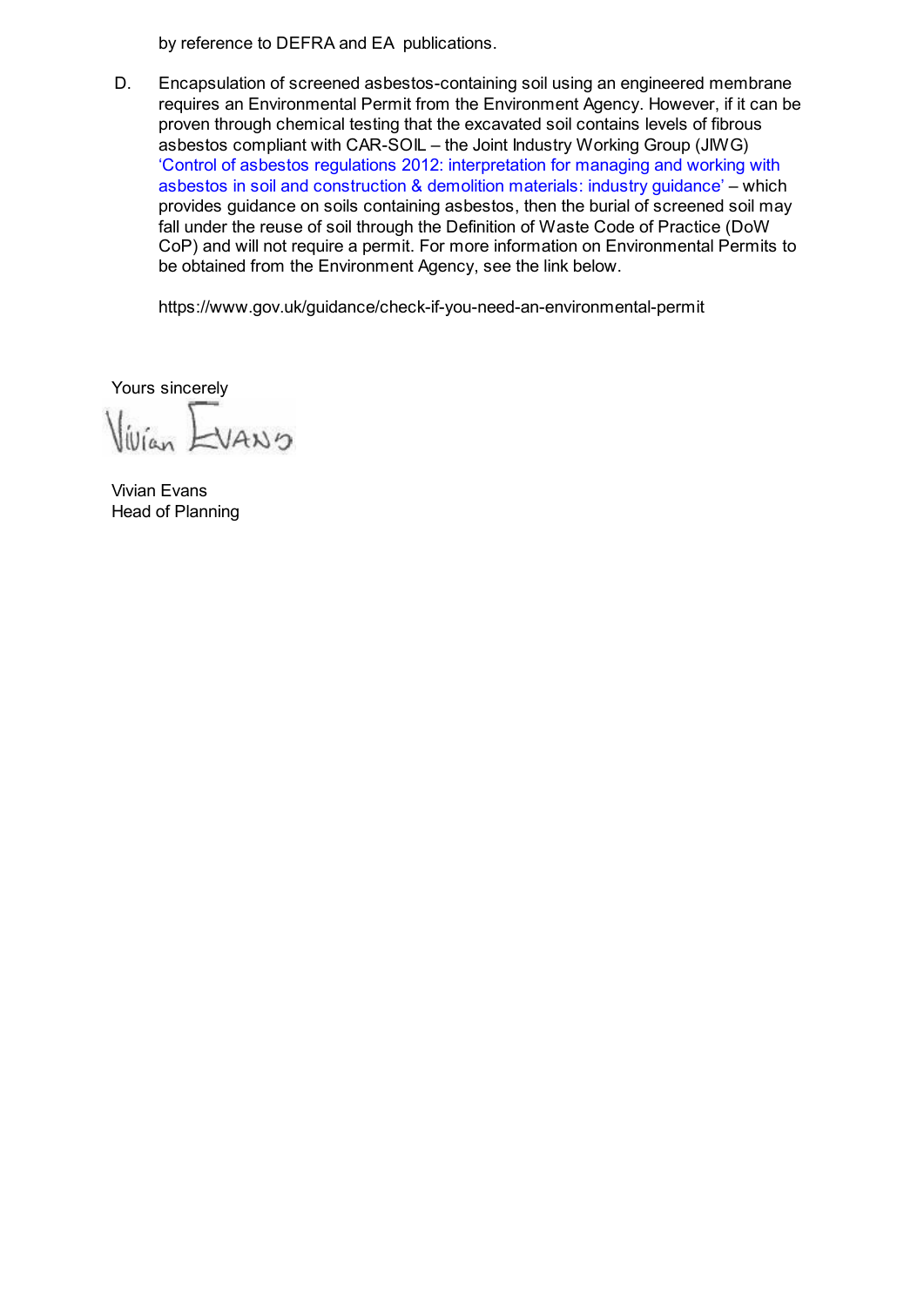by reference to DEFRA and EA publications.

D. Encapsulation of screened asbestos-containing soil using an engineered membrane requires an Environmental Permit from the Environment Agency. However, if it can be proven through chemical testing that the excavated soil contains levels of fibrous asbestos compliant with CAR-SOIL – the Joint Industry Working Group (JIWG) 'Control of asbestos regulations 2012: interpretation for managing and working with asbestos in soil and construction & demolition materials: industry guidance' – which provides guidance on soils containing asbestos, then the burial of screened soil may fall under the reuse of soil through the Definition of Waste Code of Practice (DoW CoP) and will not require a permit. For more information on Environmental Permits to be obtained from the Environment Agency, see the link below.

https://www.gov.uk/guidance/check-if-you-need-an-environmental-permit

Yours sincerely

Vivian Evans

Vivian Evans
Head of Planning